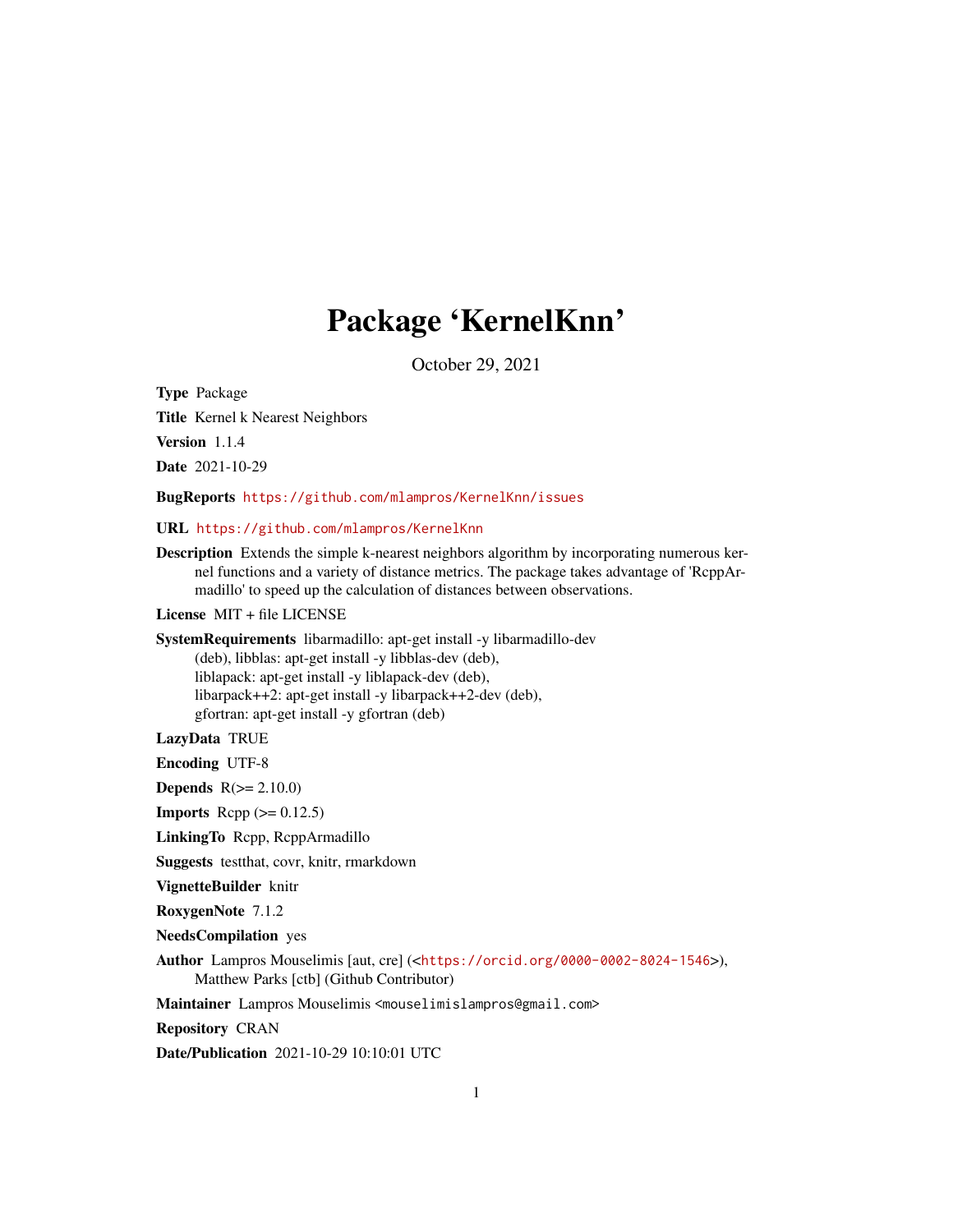# Package 'KernelKnn'

October 29, 2021

**Type** Package

**Title** Kernel k Nearest Neighbors

**Version** 1.1.4

**Date** 2021-10-29

**BugReports** https://github.com/mlampros/KernelKnn/issues

**URL** https://github.com/mlampros/KernelKnn

**Description** Extends the simple k-nearest neighbors algorithm by incorporating numerous kernel functions and a variety of distance metrics. The package takes advantage of 'RcppArmadillo' to speed up the calculation of distances between observations.

**License** MIT + file LICENSE

**SystemRequirements** libarmadillo: apt-get install -y libarmadillo-dev (deb), libblas: apt-get install -y libblas-dev (deb), liblapack: apt-get install -y liblapack-dev (deb), libarpack++2: apt-get install -y libarpack++2-dev (deb), gfortran: apt-get install -y gfortran (deb)

**LazyData** TRUE

**Encoding** UTF-8

**Depends** R(>= 2.10.0)

**Imports** Rcpp (>= 0.12.5)

**LinkingTo** Rcpp, RcppArmadillo

**Suggests** testthat, covr, knitr, rmarkdown

**VignetteBuilder** knitr

**RoxygenNote** 7.1.2

**NeedsCompilation** yes

**Author** Lampros Mouselimis [aut, cre] (<https://orcid.org/0000-0002-8024-1546>), Matthew Parks [ctb] (Github Contributor)

**Maintainer** Lampros Mouselimis <mouselimislampros@gmail.com>

**Repository** CRAN

**Date/Publication** 2021-10-29 10:10:01 UTC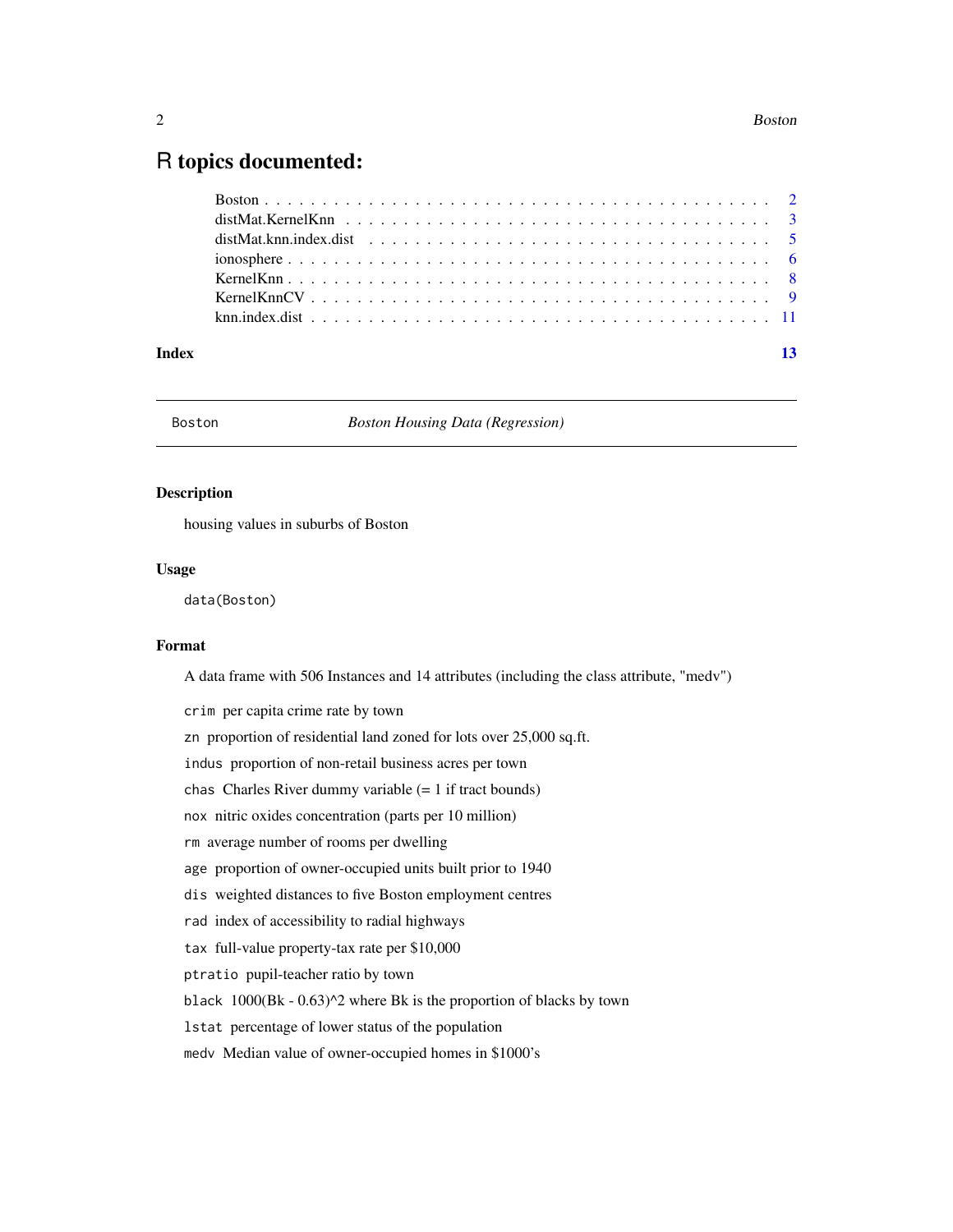# R topics documented:

Boston . . . . . . . . . . . . . . . . . . . . . . . . . . . . . . . . . . . . . . . . . . 2
distMat.KernelKnn . . . . . . . . . . . . . . . . . . . . . . . . . . . . . . . . . . . . . 3
distMat.knn.index.dist . . . . . . . . . . . . . . . . . . . . . . . . . . . . . . . . . . . 5
ionosphere . . . . . . . . . . . . . . . . . . . . . . . . . . . . . . . . . . . . . . . . 6
KernelKnn . . . . . . . . . . . . . . . . . . . . . . . . . . . . . . . . . . . . . . . . 8
KernelKnnCV . . . . . . . . . . . . . . . . . . . . . . . . . . . . . . . . . . . . . . . 9
knn.index.dist . . . . . . . . . . . . . . . . . . . . . . . . . . . . . . . . . . . . . . 11

**Index** **13**

---

Boston *Boston Housing Data (Regression)*

---

### Description

housing values in suburbs of Boston

### Usage

```
data(Boston)
```

### Format

A data frame with 506 Instances and 14 attributes (including the class attribute, "medv")

`crim` per capita crime rate by town

`zn` proportion of residential land zoned for lots over 25,000 sq.ft.

`indus` proportion of non-retail business acres per town

`chas` Charles River dummy variable (= 1 if tract bounds)

`nox` nitric oxides concentration (parts per 10 million)

`rm` average number of rooms per dwelling

`age` proportion of owner-occupied units built prior to 1940

`dis` weighted distances to five Boston employment centres

`rad` index of accessibility to radial highways

`tax` full-value property-tax rate per $10,000

`ptratio` pupil-teacher ratio by town

`black` 1000(Bk - 0.63)^2 where Bk is the proportion of blacks by town

`lstat` percentage of lower status of the population

`medv` Median value of owner-occupied homes in $1000's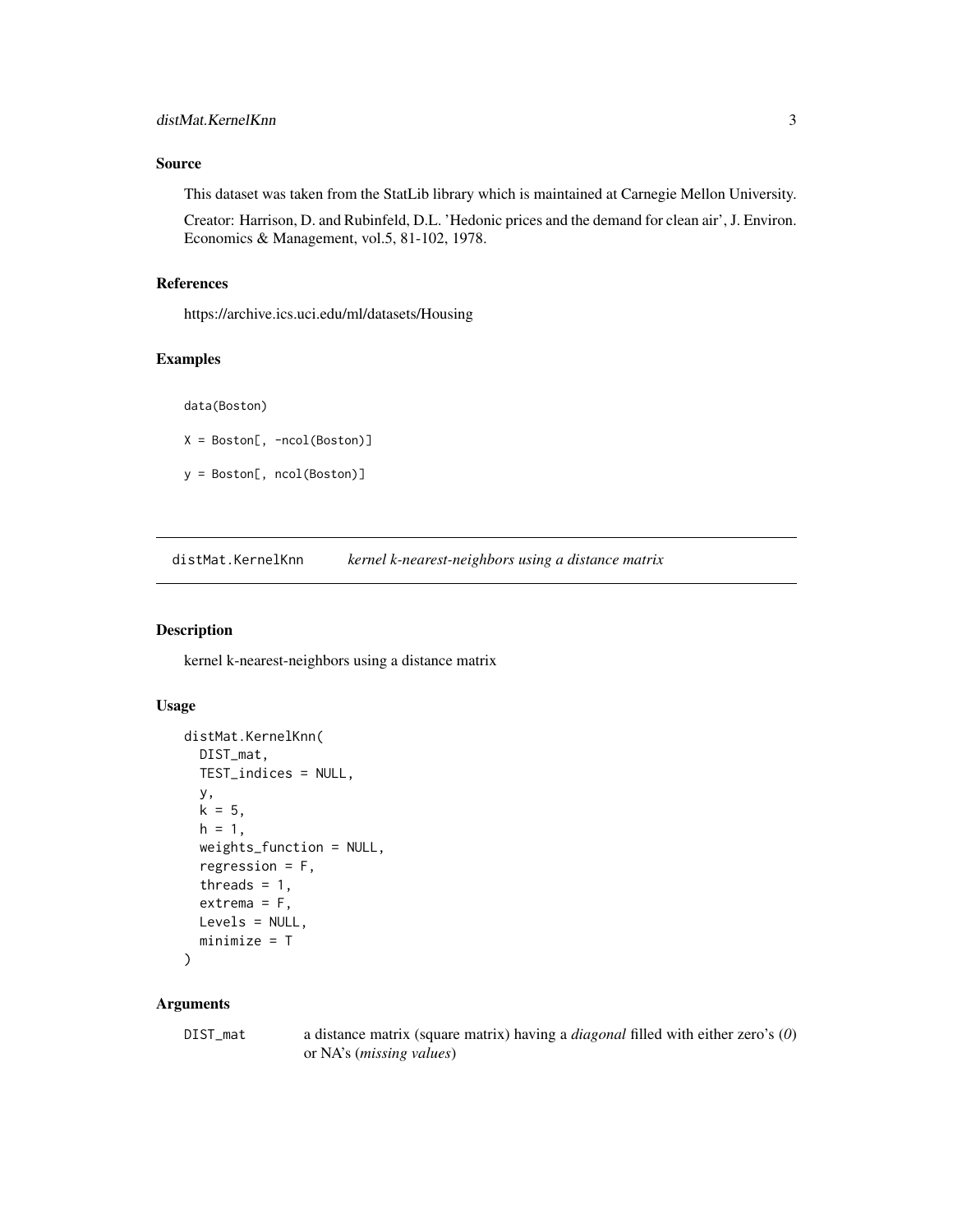### Source

This dataset was taken from the StatLib library which is maintained at Carnegie Mellon University.

Creator: Harrison, D. and Rubinfeld, D.L. 'Hedonic prices and the demand for clean air', J. Environ. Economics & Management, vol.5, 81-102, 1978.

### References

https://archive.ics.uci.edu/ml/datasets/Housing

### Examples

```
data(Boston)

X = Boston[, -ncol(Boston)]

y = Boston[, ncol(Boston)]
```

---

## distMat.KernelKnn    *kernel k-nearest-neighbors using a distance matrix*

---

### Description

kernel k-nearest-neighbors using a distance matrix

### Usage

```
distMat.KernelKnn(
  DIST_mat,
  TEST_indices = NULL,
  y,
  k = 5,
  h = 1,
  weights_function = NULL,
  regression = F,
  threads = 1,
  extrema = F,
  Levels = NULL,
  minimize = T
)
```

### Arguments

| | |
|---|---|
| DIST_mat | a distance matrix (square matrix) having a *diagonal* filled with either zero's (*0*) or NA's (*missing values*) |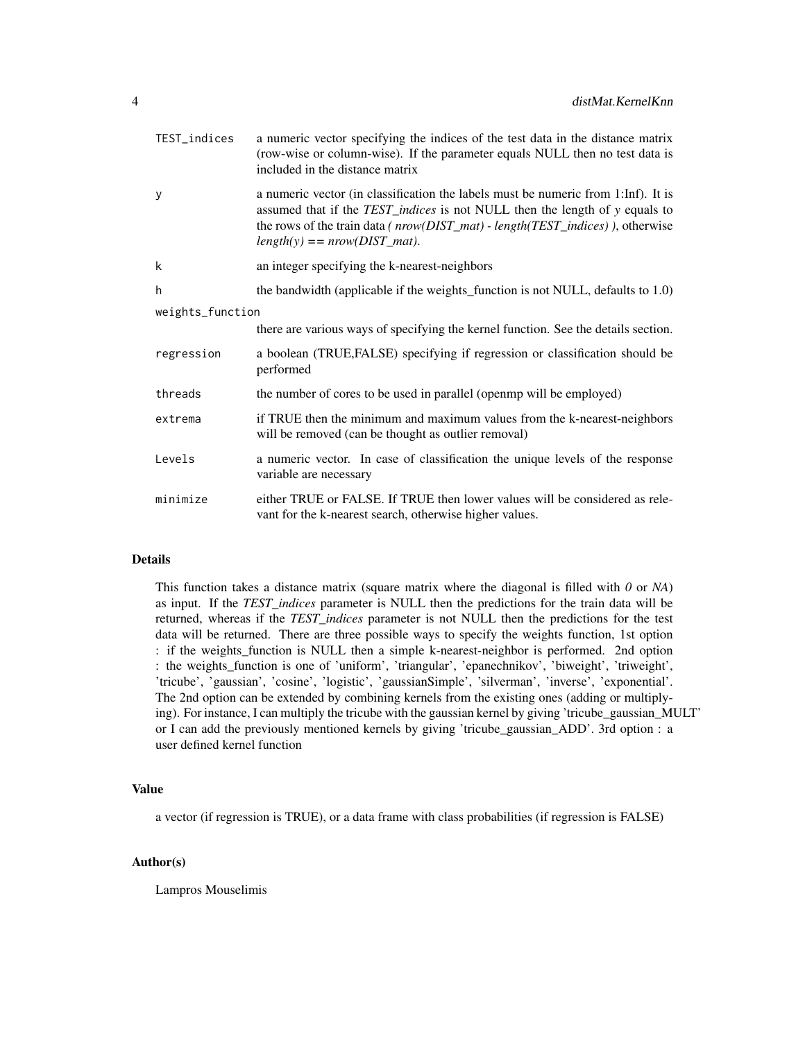| | |
|---|---|
| TEST_indices | a numeric vector specifying the indices of the test data in the distance matrix (row-wise or column-wise). If the parameter equals NULL then no test data is included in the distance matrix |
| y | a numeric vector (in classification the labels must be numeric from 1:Inf). It is assumed that if the *TEST_indices* is not NULL then the length of *y* equals to the rows of the train data *( nrow(DIST_mat) - length(TEST_indices) )*, otherwise *length(y) == nrow(DIST_mat)*. |
| k | an integer specifying the k-nearest-neighbors |
| h | the bandwidth (applicable if the weights_function is not NULL, defaults to 1.0) |
| weights_function | there are various ways of specifying the kernel function. See the details section. |
| regression | a boolean (TRUE,FALSE) specifying if regression or classification should be performed |
| threads | the number of cores to be used in parallel (openmp will be employed) |
| extrema | if TRUE then the minimum and maximum values from the k-nearest-neighbors will be removed (can be thought as outlier removal) |
| Levels | a numeric vector. In case of classification the unique levels of the response variable are necessary |
| minimize | either TRUE or FALSE. If TRUE then lower values will be considered as relevant for the k-nearest search, otherwise higher values. |

## Details

This function takes a distance matrix (square matrix where the diagonal is filled with *0* or *NA*) as input. If the *TEST_indices* parameter is NULL then the predictions for the train data will be returned, whereas if the *TEST_indices* parameter is not NULL then the predictions for the test data will be returned. There are three possible ways to specify the weights function, 1st option : if the weights_function is NULL then a simple k-nearest-neighbor is performed. 2nd option : the weights_function is one of 'uniform', 'triangular', 'epanechnikov', 'biweight', 'triweight', 'tricube', 'gaussian', 'cosine', 'logistic', 'gaussianSimple', 'silverman', 'inverse', 'exponential'. The 2nd option can be extended by combining kernels from the existing ones (adding or multiplying). For instance, I can multiply the tricube with the gaussian kernel by giving 'tricube_gaussian_MULT' or I can add the previously mentioned kernels by giving 'tricube_gaussian_ADD'. 3rd option : a user defined kernel function

## Value

a vector (if regression is TRUE), or a data frame with class probabilities (if regression is FALSE)

## Author(s)

Lampros Mouselimis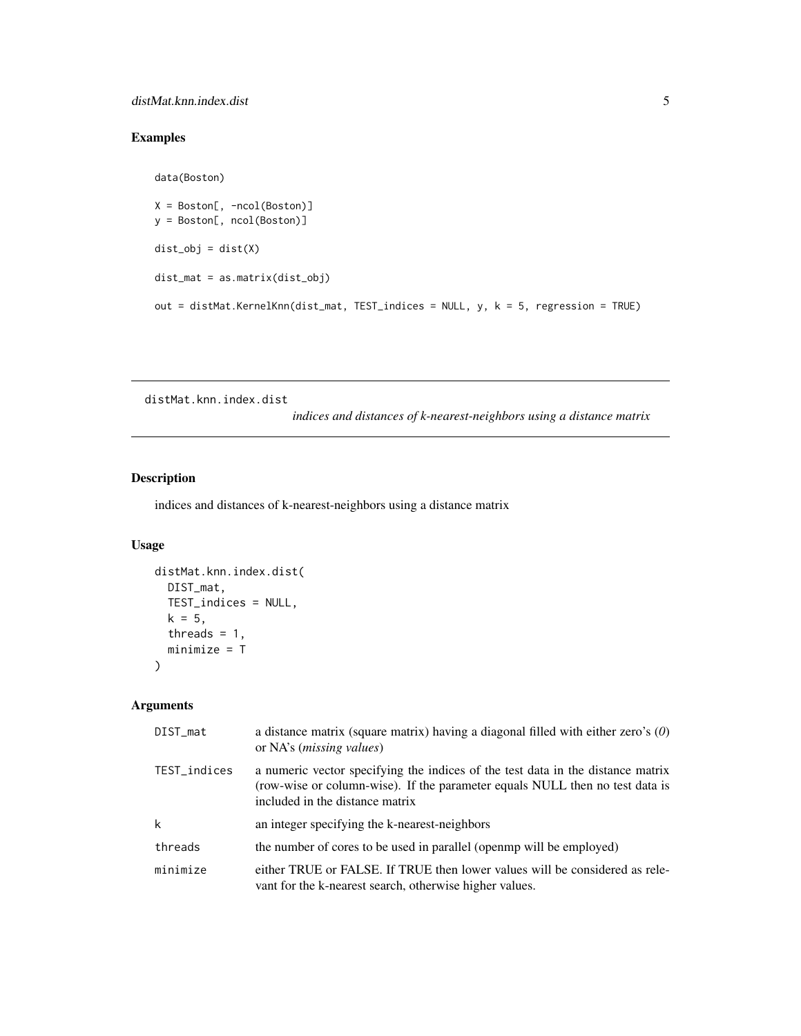## Examples

```
data(Boston)

X = Boston[, -ncol(Boston)]
y = Boston[, ncol(Boston)]

dist_obj = dist(X)

dist_mat = as.matrix(dist_obj)

out = distMat.KernelKnn(dist_mat, TEST_indices = NULL, y, k = 5, regression = TRUE)
```

---

# distMat.knn.index.dist

*indices and distances of k-nearest-neighbors using a distance matrix*

---

## Description

indices and distances of k-nearest-neighbors using a distance matrix

## Usage

```
distMat.knn.index.dist(
  DIST_mat,
  TEST_indices = NULL,
  k = 5,
  threads = 1,
  minimize = T
)
```

## Arguments

| | |
|---|---|
| DIST_mat | a distance matrix (square matrix) having a diagonal filled with either zero's (*0*) or NA's (*missing values*) |
| TEST_indices | a numeric vector specifying the indices of the test data in the distance matrix (row-wise or column-wise). If the parameter equals NULL then no test data is included in the distance matrix |
| k | an integer specifying the k-nearest-neighbors |
| threads | the number of cores to be used in parallel (openmp will be employed) |
| minimize | either TRUE or FALSE. If TRUE then lower values will be considered as relevant for the k-nearest search, otherwise higher values. |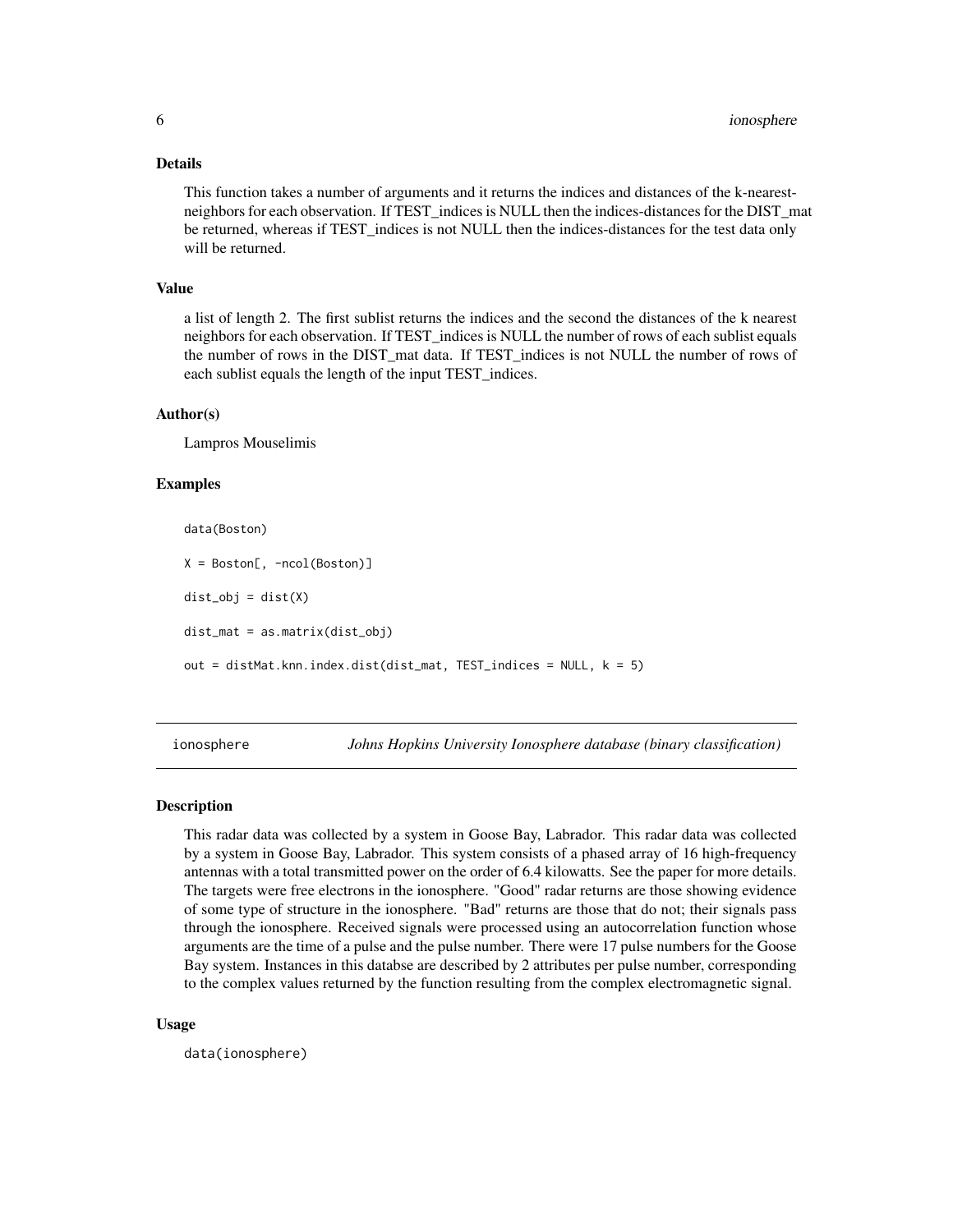### Details

This function takes a number of arguments and it returns the indices and distances of the k-nearest-neighbors for each observation. If TEST_indices is NULL then the indices-distances for the DIST_mat be returned, whereas if TEST_indices is not NULL then the indices-distances for the test data only will be returned.

### Value

a list of length 2. The first sublist returns the indices and the second the distances of the k nearest neighbors for each observation. If TEST_indices is NULL the number of rows of each sublist equals the number of rows in the DIST_mat data. If TEST_indices is not NULL the number of rows of each sublist equals the length of the input TEST_indices.

### Author(s)

Lampros Mouselimis

### Examples

```
data(Boston)

X = Boston[, -ncol(Boston)]

dist_obj = dist(X)

dist_mat = as.matrix(dist_obj)

out = distMat.knn.index.dist(dist_mat, TEST_indices = NULL, k = 5)
```

---

## ionosphere — *Johns Hopkins University Ionosphere database (binary classification)*

### Description

This radar data was collected by a system in Goose Bay, Labrador. This radar data was collected by a system in Goose Bay, Labrador. This system consists of a phased array of 16 high-frequency antennas with a total transmitted power on the order of 6.4 kilowatts. See the paper for more details. The targets were free electrons in the ionosphere. "Good" radar returns are those showing evidence of some type of structure in the ionosphere. "Bad" returns are those that do not; their signals pass through the ionosphere. Received signals were processed using an autocorrelation function whose arguments are the time of a pulse and the pulse number. There were 17 pulse numbers for the Goose Bay system. Instances in this databse are described by 2 attributes per pulse number, corresponding to the complex values returned by the function resulting from the complex electromagnetic signal.

### Usage

```
data(ionosphere)
```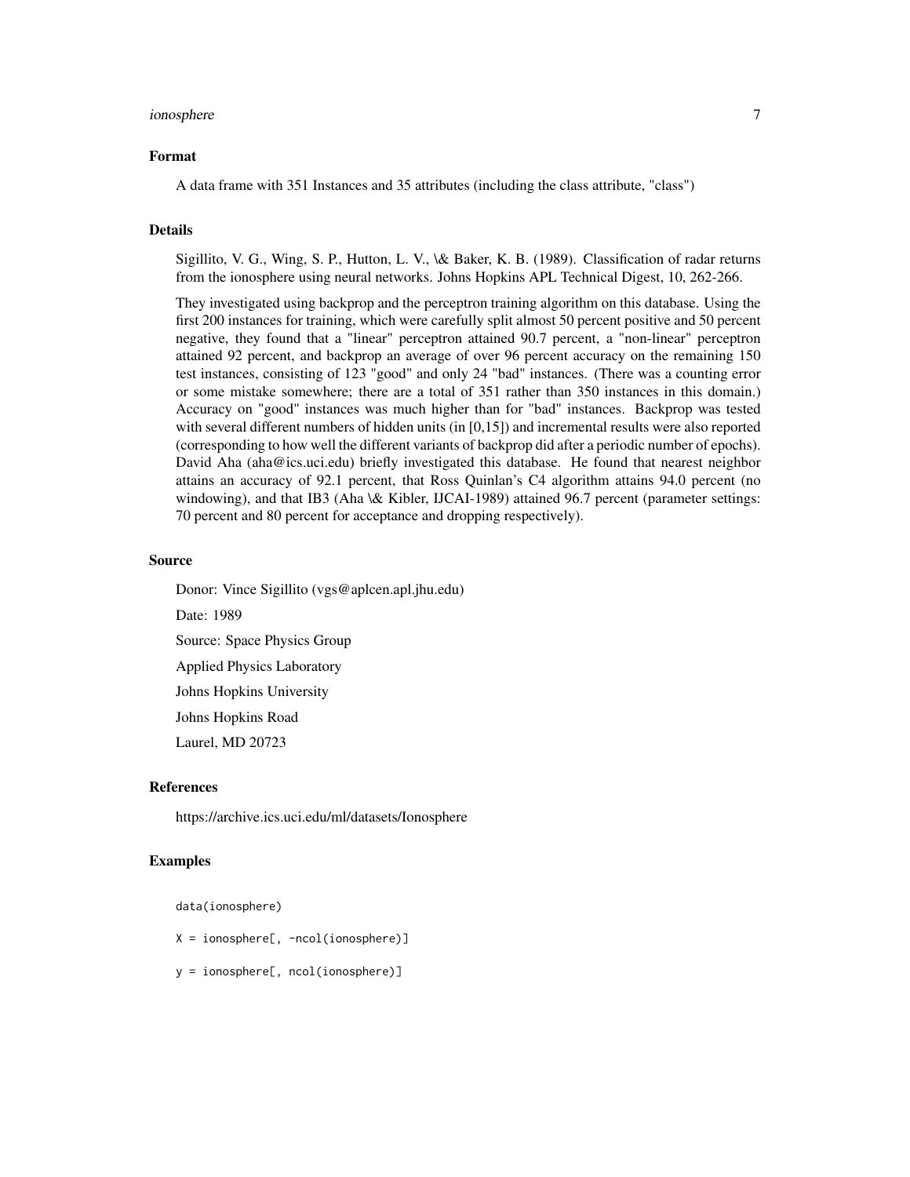### Format

A data frame with 351 Instances and 35 attributes (including the class attribute, "class")

### Details

Sigillito, V. G., Wing, S. P., Hutton, L. V., \& Baker, K. B. (1989). Classification of radar returns from the ionosphere using neural networks. Johns Hopkins APL Technical Digest, 10, 262-266.

They investigated using backprop and the perceptron training algorithm on this database. Using the first 200 instances for training, which were carefully split almost 50 percent positive and 50 percent negative, they found that a "linear" perceptron attained 90.7 percent, a "non-linear" perceptron attained 92 percent, and backprop an average of over 96 percent accuracy on the remaining 150 test instances, consisting of 123 "good" and only 24 "bad" instances. (There was a counting error or some mistake somewhere; there are a total of 351 rather than 350 instances in this domain.) Accuracy on "good" instances was much higher than for "bad" instances. Backprop was tested with several different numbers of hidden units (in [0,15]) and incremental results were also reported (corresponding to how well the different variants of backprop did after a periodic number of epochs). David Aha (aha@ics.uci.edu) briefly investigated this database. He found that nearest neighbor attains an accuracy of 92.1 percent, that Ross Quinlan's C4 algorithm attains 94.0 percent (no windowing), and that IB3 (Aha \& Kibler, IJCAI-1989) attained 96.7 percent (parameter settings: 70 percent and 80 percent for acceptance and dropping respectively).

### Source

Donor: Vince Sigillito (vgs@aplcen.apl.jhu.edu)

Date: 1989

Source: Space Physics Group

Applied Physics Laboratory

Johns Hopkins University

Johns Hopkins Road

Laurel, MD 20723

### References

https://archive.ics.uci.edu/ml/datasets/Ionosphere

### Examples

```
data(ionosphere)

X = ionosphere[, -ncol(ionosphere)]

y = ionosphere[, ncol(ionosphere)]
```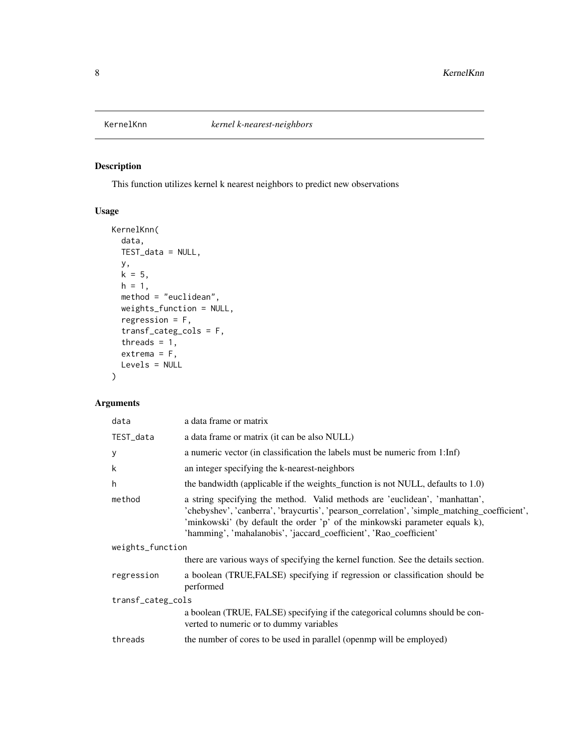KernelKnn *kernel k-nearest-neighbors*

## Description

This function utilizes kernel k nearest neighbors to predict new observations

## Usage

```
KernelKnn(
  data,
  TEST_data = NULL,
  y,
  k = 5,
  h = 1,
  method = "euclidean",
  weights_function = NULL,
  regression = F,
  transf_categ_cols = F,
  threads = 1,
  extrema = F,
  Levels = NULL
)
```

## Arguments

| Argument | Description |
| --- | --- |
| data | a data frame or matrix |
| TEST_data | a data frame or matrix (it can be also NULL) |
| y | a numeric vector (in classification the labels must be numeric from 1:Inf) |
| k | an integer specifying the k-nearest-neighbors |
| h | the bandwidth (applicable if the weights_function is not NULL, defaults to 1.0) |
| method | a string specifying the method. Valid methods are 'euclidean', 'manhattan', 'chebyshev', 'canberra', 'braycurtis', 'pearson_correlation', 'simple_matching_coefficient', 'minkowski' (by default the order 'p' of the minkowski parameter equals k), 'hamming', 'mahalanobis', 'jaccard_coefficient', 'Rao_coefficient' |
| weights_function | there are various ways of specifying the kernel function. See the details section. |
| regression | a boolean (TRUE,FALSE) specifying if regression or classification should be performed |
| transf_categ_cols | a boolean (TRUE, FALSE) specifying if the categorical columns should be converted to numeric or to dummy variables |
| threads | the number of cores to be used in parallel (openmp will be employed) |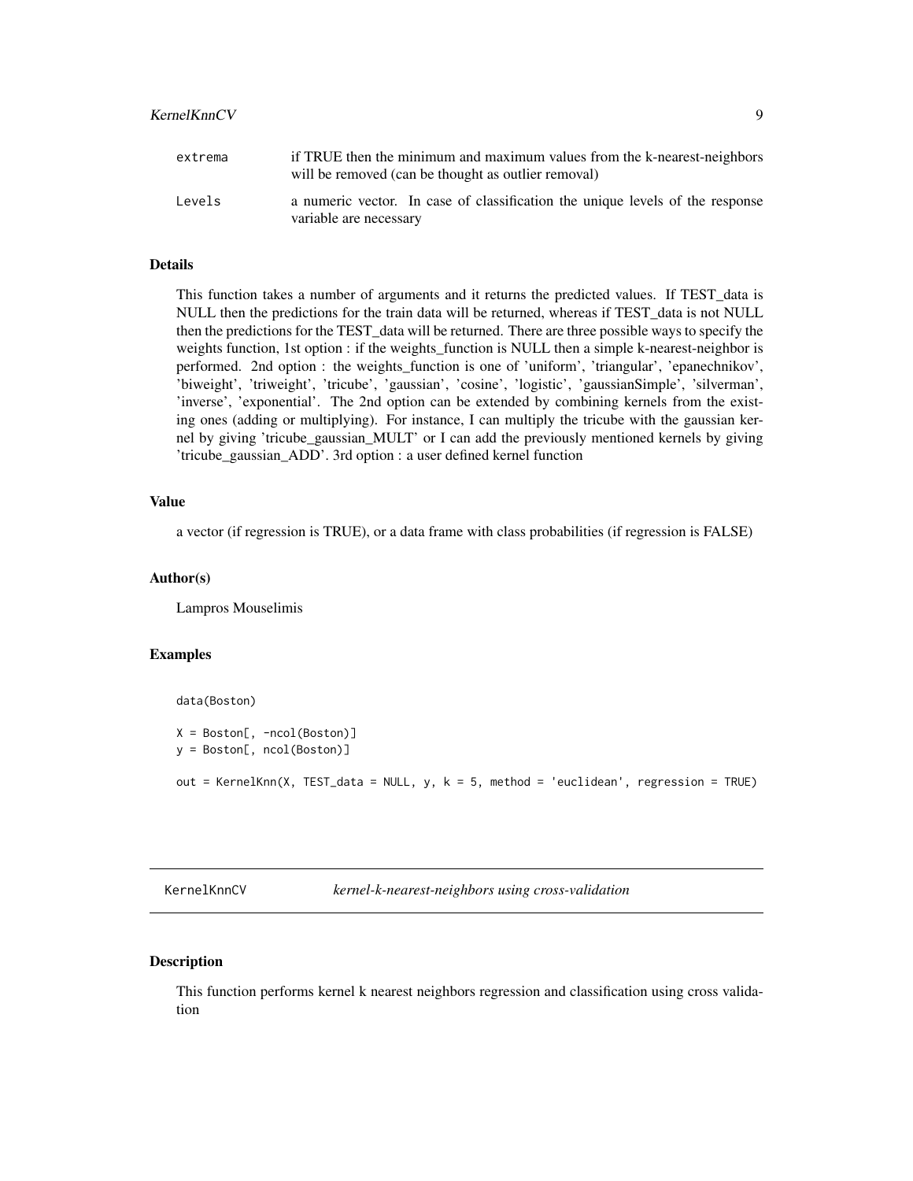| | |
|---|---|
| extrema | if TRUE then the minimum and maximum values from the k-nearest-neighbors will be removed (can be thought as outlier removal) |
| Levels | a numeric vector. In case of classification the unique levels of the response variable are necessary |

### Details

This function takes a number of arguments and it returns the predicted values. If TEST_data is NULL then the predictions for the train data will be returned, whereas if TEST_data is not NULL then the predictions for the TEST_data will be returned. There are three possible ways to specify the weights function, 1st option : if the weights_function is NULL then a simple k-nearest-neighbor is performed. 2nd option : the weights_function is one of 'uniform', 'triangular', 'epanechnikov', 'biweight', 'triweight', 'tricube', 'gaussian', 'cosine', 'logistic', 'gaussianSimple', 'silverman', 'inverse', 'exponential'. The 2nd option can be extended by combining kernels from the existing ones (adding or multiplying). For instance, I can multiply the tricube with the gaussian kernel by giving 'tricube_gaussian_MULT' or I can add the previously mentioned kernels by giving 'tricube_gaussian_ADD'. 3rd option : a user defined kernel function

### Value

a vector (if regression is TRUE), or a data frame with class probabilities (if regression is FALSE)

### Author(s)

Lampros Mouselimis

### Examples

```
data(Boston)

X = Boston[, -ncol(Boston)]
y = Boston[, ncol(Boston)]

out = KernelKnn(X, TEST_data = NULL, y, k = 5, method = 'euclidean', regression = TRUE)
```

---

## KernelKnnCV *kernel-k-nearest-neighbors using cross-validation*

---

### Description

This function performs kernel k nearest neighbors regression and classification using cross validation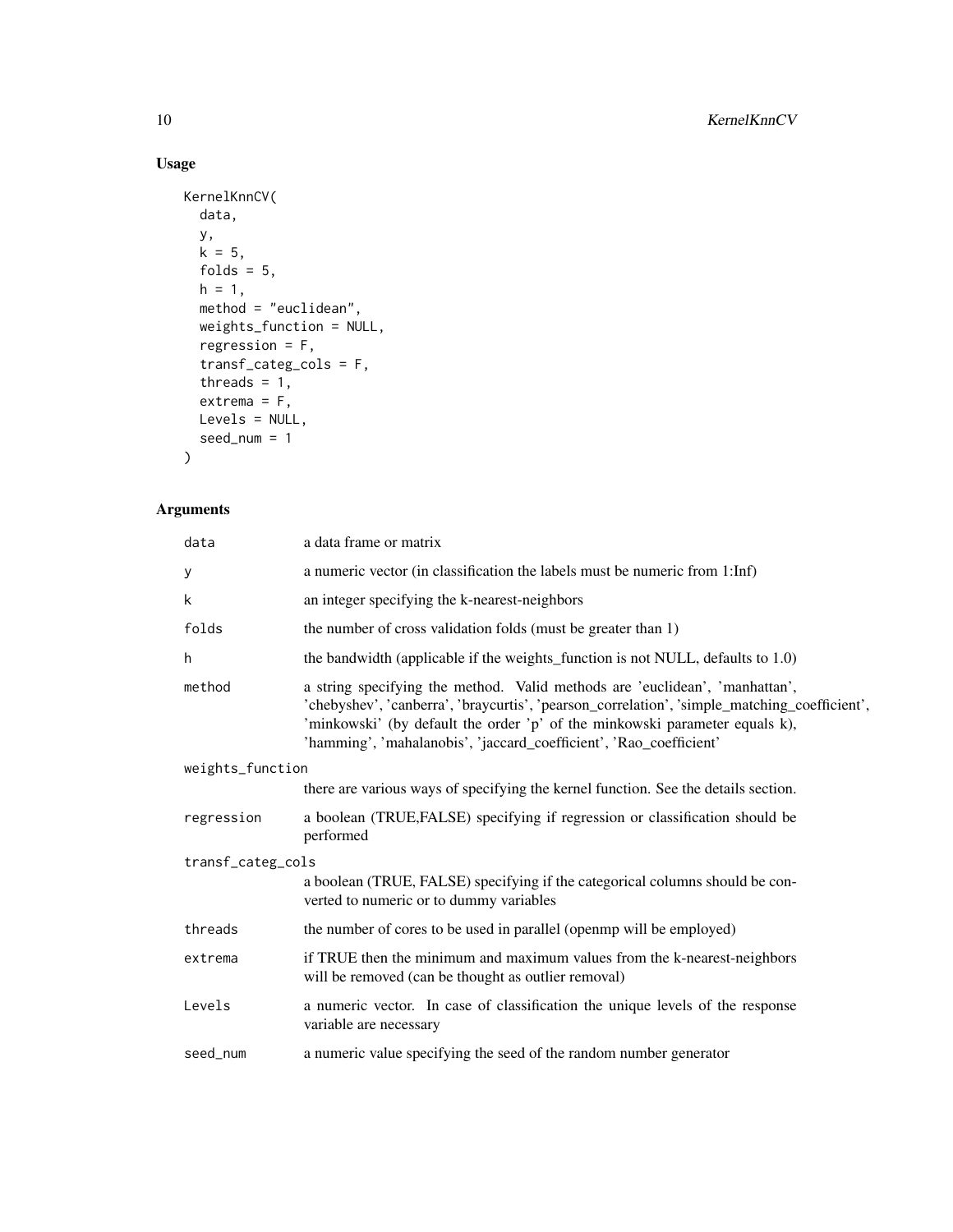## Usage

```
KernelKnnCV(
  data,
  y,
  k = 5,
  folds = 5,
  h = 1,
  method = "euclidean",
  weights_function = NULL,
  regression = F,
  transf_categ_cols = F,
  threads = 1,
  extrema = F,
  Levels = NULL,
  seed_num = 1
)
```

## Arguments

| Argument | Description |
| --- | --- |
| `data` | a data frame or matrix |
| `y` | a numeric vector (in classification the labels must be numeric from 1:Inf) |
| `k` | an integer specifying the k-nearest-neighbors |
| `folds` | the number of cross validation folds (must be greater than 1) |
| `h` | the bandwidth (applicable if the weights_function is not NULL, defaults to 1.0) |
| `method` | a string specifying the method. Valid methods are 'euclidean', 'manhattan', 'chebyshev', 'canberra', 'braycurtis', 'pearson_correlation', 'simple_matching_coefficient', 'minkowski' (by default the order 'p' of the minkowski parameter equals k), 'hamming', 'mahalanobis', 'jaccard_coefficient', 'Rao_coefficient' |
| `weights_function` | there are various ways of specifying the kernel function. See the details section. |
| `regression` | a boolean (TRUE,FALSE) specifying if regression or classification should be performed |
| `transf_categ_cols` | a boolean (TRUE, FALSE) specifying if the categorical columns should be converted to numeric or to dummy variables |
| `threads` | the number of cores to be used in parallel (openmp will be employed) |
| `extrema` | if TRUE then the minimum and maximum values from the k-nearest-neighbors will be removed (can be thought as outlier removal) |
| `Levels` | a numeric vector. In case of classification the unique levels of the response variable are necessary |
| `seed_num` | a numeric value specifying the seed of the random number generator |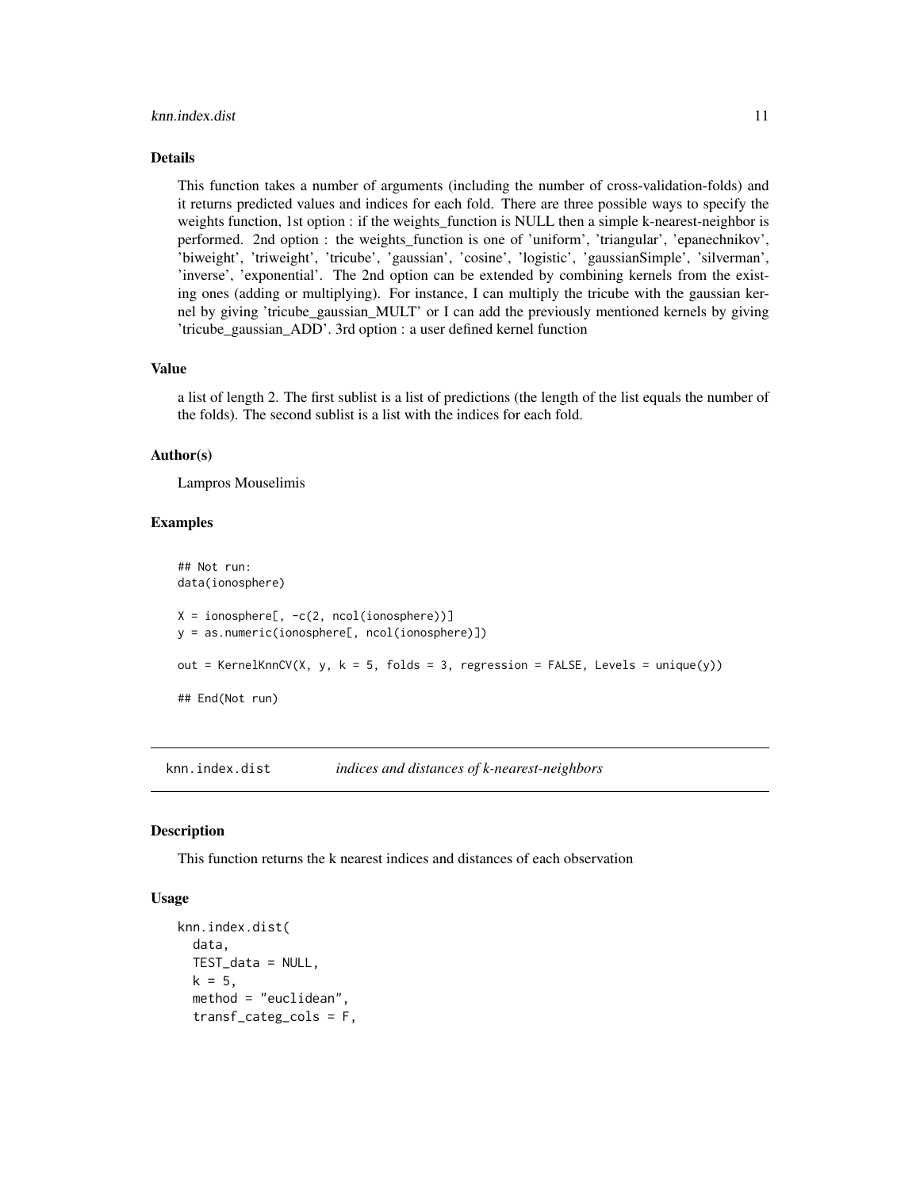### Details

This function takes a number of arguments (including the number of cross-validation-folds) and it returns predicted values and indices for each fold. There are three possible ways to specify the weights function, 1st option : if the weights_function is NULL then a simple k-nearest-neighbor is performed. 2nd option : the weights_function is one of 'uniform', 'triangular', 'epanechnikov', 'biweight', 'triweight', 'tricube', 'gaussian', 'cosine', 'logistic', 'gaussianSimple', 'silverman', 'inverse', 'exponential'. The 2nd option can be extended by combining kernels from the existing ones (adding or multiplying). For instance, I can multiply the tricube with the gaussian kernel by giving 'tricube_gaussian_MULT' or I can add the previously mentioned kernels by giving 'tricube_gaussian_ADD'. 3rd option : a user defined kernel function

### Value

a list of length 2. The first sublist is a list of predictions (the length of the list equals the number of the folds). The second sublist is a list with the indices for each fold.

### Author(s)

Lampros Mouselimis

### Examples

```
## Not run:
data(ionosphere)

X = ionosphere[, -c(2, ncol(ionosphere))]
y = as.numeric(ionosphere[, ncol(ionosphere)])

out = KernelKnnCV(X, y, k = 5, folds = 3, regression = FALSE, Levels = unique(y))

## End(Not run)
```

## knn.index.dist *indices and distances of k-nearest-neighbors*

### Description

This function returns the k nearest indices and distances of each observation

### Usage

```
knn.index.dist(
  data,
  TEST_data = NULL,
  k = 5,
  method = "euclidean",
  transf_categ_cols = F,
```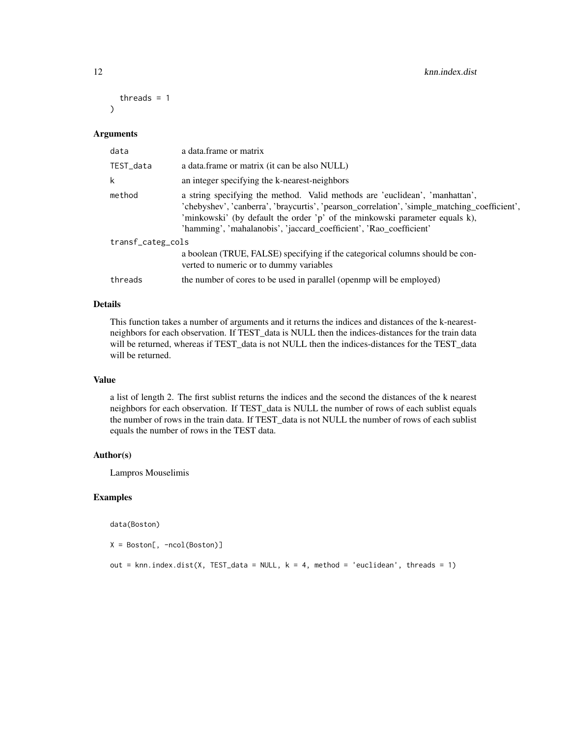```
  threads = 1
)
```

### Arguments

| | |
|---|---|
| data | a data.frame or matrix |
| TEST_data | a data.frame or matrix (it can be also NULL) |
| k | an integer specifying the k-nearest-neighbors |
| method | a string specifying the method. Valid methods are 'euclidean', 'manhattan', 'chebyshev', 'canberra', 'braycurtis', 'pearson_correlation', 'simple_matching_coefficient', 'minkowski' (by default the order 'p' of the minkowski parameter equals k), 'hamming', 'mahalanobis', 'jaccard_coefficient', 'Rao_coefficient' |
| transf_categ_cols | a boolean (TRUE, FALSE) specifying if the categorical columns should be converted to numeric or to dummy variables |
| threads | the number of cores to be used in parallel (openmp will be employed) |

### Details

This function takes a number of arguments and it returns the indices and distances of the k-nearest-neighbors for each observation. If TEST_data is NULL then the indices-distances for the train data will be returned, whereas if TEST_data is not NULL then the indices-distances for the TEST_data will be returned.

### Value

a list of length 2. The first sublist returns the indices and the second the distances of the k nearest neighbors for each observation. If TEST_data is NULL the number of rows of each sublist equals the number of rows in the train data. If TEST_data is not NULL the number of rows of each sublist equals the number of rows in the TEST data.

### Author(s)

Lampros Mouselimis

### Examples

```
data(Boston)

X = Boston[, -ncol(Boston)]

out = knn.index.dist(X, TEST_data = NULL, k = 4, method = 'euclidean', threads = 1)
```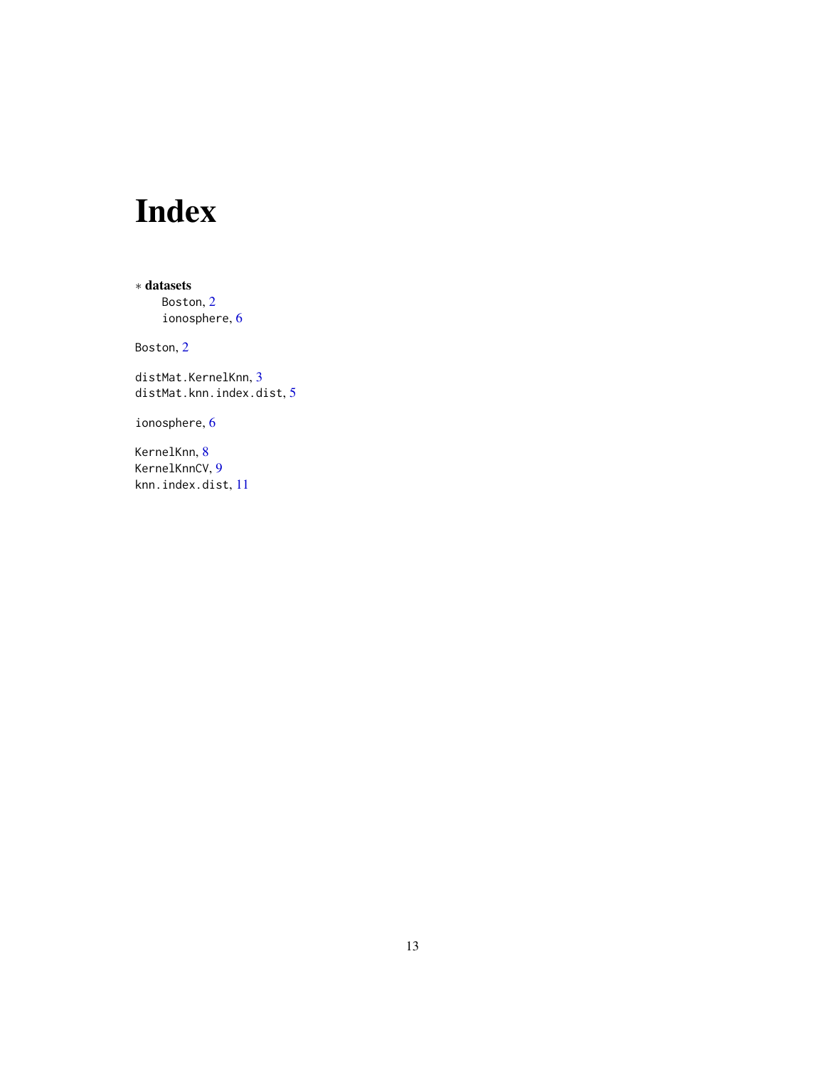# Index

∗ **datasets**
    Boston, 2
    ionosphere, 6

Boston, 2

distMat.KernelKnn, 3
distMat.knn.index.dist, 5

ionosphere, 6

KernelKnn, 8
KernelKnnCV, 9
knn.index.dist, 11